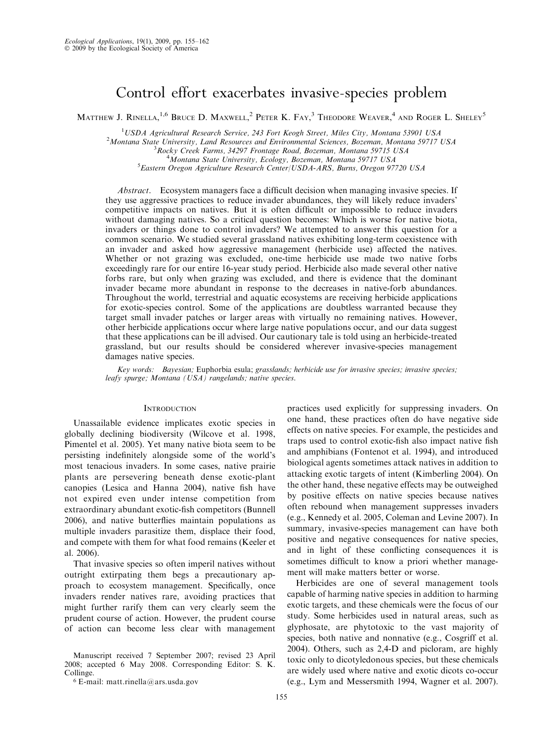# Control effort exacerbates invasive-species problem

Matthew J. Rinella,[1,6] Bruce D. Maxwell,[2] Peter K. Fay,[3] Theodore Weaver,[4] and Roger L. Sheley[5]

[1]USDA Agricultural Research Service, 243 Fort Keogh Street, Miles City, Montana 53901 USA
[2]Montana State University, Land Resources and Environmental Sciences, Bozeman, Montana 59717 USA
[3]Rocky Creek Farms, 34297 Frontage Road, Bozeman, Montana 59715 USA
[4]Montana State University, Ecology, Bozeman, Montana 59717 USA
[5]Eastern Oregon Agriculture Research Center/USDA-ARS, Burns, Oregon 97720 USA

*Abstract.* Ecosystem managers face a difficult decision when managing invasive species. If they use aggressive practices to reduce invader abundances, they will likely reduce invaders' competitive impacts on natives. But it is often difficult or impossible to reduce invaders without damaging natives. So a critical question becomes: Which is worse for native biota, invaders or things done to control invaders? We attempted to answer this question for a common scenario. We studied several grassland natives exhibiting long-term coexistence with an invader and asked how aggressive management (herbicide use) affected the natives. Whether or not grazing was excluded, one-time herbicide use made two native forbs exceedingly rare for our entire 16-year study period. Herbicide also made several other native forbs rare, but only when grazing was excluded, and there is evidence that the dominant invader became more abundant in response to the decreases in native-forb abundances. Throughout the world, terrestrial and aquatic ecosystems are receiving herbicide applications for exotic-species control. Some of the applications are doubtless warranted because they target small invader patches or larger areas with virtually no remaining natives. However, other herbicide applications occur where large native populations occur, and our data suggest that these applications can be ill advised. Our cautionary tale is told using an herbicide-treated grassland, but our results should be considered wherever invasive-species management damages native species.

*Key words:* Bayesian; *Euphorbia esula*; *grasslands; herbicide use for invasive species; invasive species; leafy spurge; Montana (USA) rangelands; native species.*

## Introduction

Unassailable evidence implicates exotic species in globally declining biodiversity (Wilcove et al. 1998, Pimentel et al. 2005). Yet many native biota seem to be persisting indefinitely alongside some of the world's most tenacious invaders. In some cases, native prairie plants are persevering beneath dense exotic-plant canopies (Lesica and Hanna 2004), native fish have not expired even under intense competition from extraordinary abundant exotic-fish competitors (Bunnell 2006), and native butterflies maintain populations as multiple invaders parasitize them, displace their food, and compete with them for what food remains (Keeler et al. 2006).

That invasive species so often imperil natives without outright extirpating them begs a precautionary approach to ecosystem management. Specifically, once invaders render natives rare, avoiding practices that might further rarify them can very clearly seem the prudent course of action. However, the prudent course of action can become less clear with management practices used explicitly for suppressing invaders. On one hand, these practices often do have negative side effects on native species. For example, the pesticides and traps used to control exotic-fish also impact native fish and amphibians (Fontenot et al. 1994), and introduced biological agents sometimes attack natives in addition to attacking exotic targets of intent (Kimberling 2004). On the other hand, these negative effects may be outweighed by positive effects on native species because natives often rebound when management suppresses invaders (e.g., Kennedy et al. 2005, Coleman and Levine 2007). In summary, invasive-species management can have both positive and negative consequences for native species, and in light of these conflicting consequences it is sometimes difficult to know a priori whether management will make matters better or worse.

Herbicides are one of several management tools capable of harming native species in addition to harming exotic targets, and these chemicals were the focus of our study. Some herbicides used in natural areas, such as glyphosate, are phytotoxic to the vast majority of species, both native and nonnative (e.g., Cosgriff et al. 2004). Others, such as 2,4-D and picloram, are highly toxic only to dicotyledonous species, but these chemicals are widely used where native and exotic dicots co-occur (e.g., Lym and Messersmith 1994, Wagner et al. 2007).

Manuscript received 7 September 2007; revised 23 April 2008; accepted 6 May 2008. Corresponding Editor: S. K. Collinge.

[6] E-mail: matt.rinella@ars.usda.gov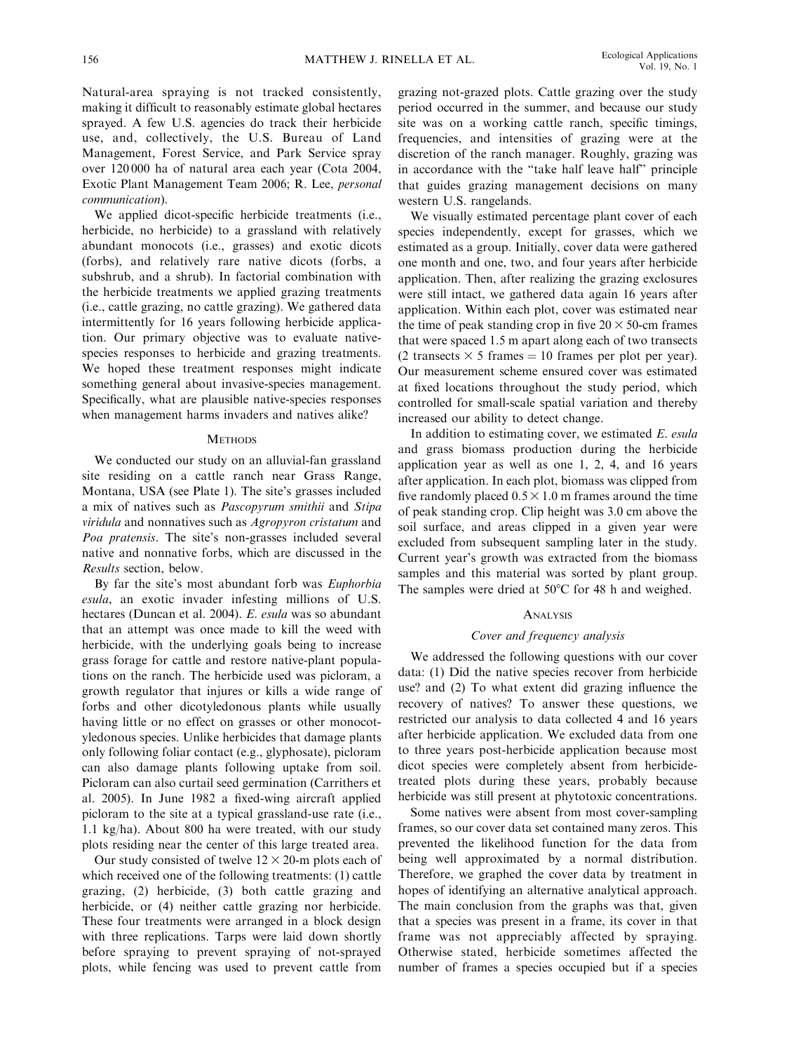Natural-area spraying is not tracked consistently, making it difficult to reasonably estimate global hectares sprayed. A few U.S. agencies do track their herbicide use, and, collectively, the U.S. Bureau of Land Management, Forest Service, and Park Service spray over 120 000 ha of natural area each year (Cota 2004, Exotic Plant Management Team 2006; R. Lee, *personal communication*).

We applied dicot-specific herbicide treatments (i.e., herbicide, no herbicide) to a grassland with relatively abundant monocots (i.e., grasses) and exotic dicots (forbs), and relatively rare native dicots (forbs, a subshrub, and a shrub). In factorial combination with the herbicide treatments we applied grazing treatments (i.e., cattle grazing, no cattle grazing). We gathered data intermittently for 16 years following herbicide application. Our primary objective was to evaluate native-species responses to herbicide and grazing treatments. We hoped these treatment responses might indicate something general about invasive-species management. Specifically, what are plausible native-species responses when management harms invaders and natives alike?

## Methods

We conducted our study on an alluvial-fan grassland site residing on a cattle ranch near Grass Range, Montana, USA (see Plate 1). The site's grasses included a mix of natives such as *Pascopyrum smithii* and *Stipa viridula* and nonnatives such as *Agropyron cristatum* and *Poa pratensis*. The site's non-grasses included several native and nonnative forbs, which are discussed in the *Results* section, below.

By far the site's most abundant forb was *Euphorbia esula*, an exotic invader infesting millions of U.S. hectares (Duncan et al. 2004). *E. esula* was so abundant that an attempt was once made to kill the weed with herbicide, with the underlying goals being to increase grass forage for cattle and restore native-plant populations on the ranch. The herbicide used was picloram, a growth regulator that injures or kills a wide range of forbs and other dicotyledonous plants while usually having little or no effect on grasses or other monocotyledonous species. Unlike herbicides that damage plants only following foliar contact (e.g., glyphosate), picloram can also damage plants following uptake from soil. Picloram can also curtail seed germination (Carrithers et al. 2005). In June 1982 a fixed-wing aircraft applied picloram to the site at a typical grassland-use rate (i.e., 1.1 kg/ha). About 800 ha were treated, with our study plots residing near the center of this large treated area.

Our study consisted of twelve $12 \times 20$-m plots each of which received one of the following treatments: (1) cattle grazing, (2) herbicide, (3) both cattle grazing and herbicide, or (4) neither cattle grazing nor herbicide. These four treatments were arranged in a block design with three replications. Tarps were laid down shortly before spraying to prevent spraying of not-sprayed plots, while fencing was used to prevent cattle from grazing not-grazed plots. Cattle grazing over the study period occurred in the summer, and because our study site was on a working cattle ranch, specific timings, frequencies, and intensities of grazing were at the discretion of the ranch manager. Roughly, grazing was in accordance with the "take half leave half" principle that guides grazing management decisions on many western U.S. rangelands.

We visually estimated percentage plant cover of each species independently, except for grasses, which we estimated as a group. Initially, cover data were gathered one month and then, one, two, and four years after herbicide application. Then, after realizing the grazing exclosures were still intact, we gathered data again 16 years after application. Within each plot, cover was estimated near the time of peak standing crop in five $20 \times 50$-cm frames that were spaced 1.5 m apart along each of two transects (2 transects $\times$ 5 frames = 10 frames per plot per year). Our measurement scheme ensured cover was estimated at fixed locations throughout the study period, which controlled for small-scale spatial variation and thereby increased our ability to detect change.

In addition to estimating cover, we estimated *E. esula* and grass biomass production during the herbicide application year as well as one 1, 2, 4, and 16 years after application. In each plot, biomass was clipped from five randomly placed $0.5 \times 1.0$ m frames around the time of peak standing crop. Clip height was 3.0 cm above the soil surface, and areas clipped in a given year were excluded from subsequent sampling later in the study. Current year's growth was extracted from the biomass samples and this material was sorted by plant group. The samples were dried at 50°C for 48 h and weighed.

## Analysis

### Cover and frequency analysis

We addressed the following questions with our cover data: (1) Did the native species recover from herbicide use? and (2) To what extent did grazing influence the recovery of natives? To answer these questions, we restricted our analysis to data collected 4 and 16 years after herbicide application. We excluded data from one to three years post-herbicide application because most dicot species were completely absent from herbicide-treated plots during these years, probably because herbicide was still present at phytotoxic concentrations.

Some natives were absent from most cover-sampling frames, so our cover data set contained many zeros. This prevented the likelihood function for the data from being well approximated by a normal distribution. Therefore, we graphed the cover data by treatment in hopes of identifying an alternative analytical approach. The main conclusion from the graphs was that, given that a species was present in a frame, its cover in that frame was not appreciably affected by spraying. Otherwise stated, herbicide sometimes affected the number of frames a species occupied but if a species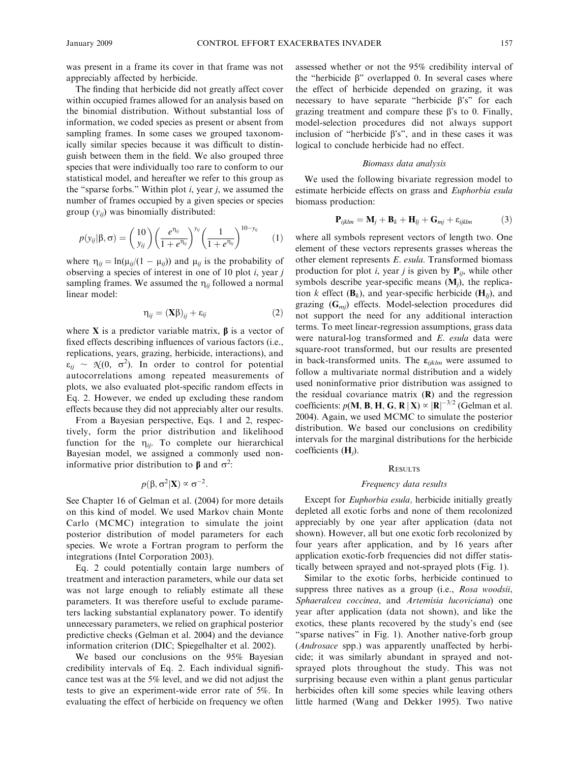was present in a frame its cover in that frame was not appreciably affected by herbicide.

The finding that herbicide did not greatly affect cover within occupied frames allowed for an analysis based on the binomial distribution. Without substantial loss of information, we coded species as present or absent from sampling frames. In some cases we grouped taxonomically similar species because it was difficult to distinguish between them in the field. We also grouped three species that were individually too rare to conform to our statistical model, and hereafter we refer to this group as the "sparse forbs." Within plot $i$, year $j$, we assumed the number of frames occupied by a given species or species group ($y_{ij}$) was binomially distributed:

$$p(y_{ij}|\beta, \sigma) = \binom{10}{y_{ij}} \left(\frac{e^{\eta_{ij}}}{1 + e^{\eta_{ij}}}\right)^{y_{ij}} \left(\frac{1}{1 + e^{\eta_{ij}}}\right)^{10 - y_{ij}} \quad (1)$$

where $\eta_{ij} = \ln(\mu_{ij}/(1 - \mu_{ij}))$ and $\mu_{ij}$ is the probability of observing a species of interest in one of 10 plot $i$, year $j$ sampling frames. We assumed the $\eta_{ij}$ followed a normal linear model:

$$\eta_{ij} = (\mathbf{X}\beta)_{ij} + \varepsilon_{ij} \quad (2)$$

where $\mathbf{X}$ is a predictor variable matrix, $\beta$ is a vector of fixed effects describing influences of various factors (i.e., replications, years, grazing, herbicide, interactions), and $\varepsilon_{ij} \sim \mathcal{N}(0, \sigma^2)$. In order to control for potential autocorrelations among repeated measurements of plots, we also evaluated plot-specific random effects in Eq. 2. However, we ended up excluding these random effects because they did not appreciably alter our results.

From a Bayesian perspective, Eqs. 1 and 2, respectively, form the prior distribution and likelihood function for the $\eta_{ij}$. To complete our hierarchical Bayesian model, we assigned a commonly used noninformative prior distribution to $\beta$ and $\sigma^2$:

$$p(\beta, \sigma^2|\mathbf{X}) \propto \sigma^{-2}.$$

See Chapter 16 of Gelman et al. (2004) for more details on this kind of model. We used Markov chain Monte Carlo (MCMC) integration to simulate the joint posterior distribution of model parameters for each species. We wrote a Fortran program to perform the integrations (Intel Corporation 2003).

Eq. 2 could potentially contain large numbers of treatment and interaction parameters, while our data set was not large enough to reliably estimate all these parameters. It was therefore useful to exclude parameters lacking substantial explanatory power. To identify unnecessary parameters, we relied on graphical posterior predictive checks (Gelman et al. 2004) and the deviance information criterion (DIC; Spiegelhalter et al. 2002).

We based our conclusions on the 95% Bayesian credibility intervals of Eq. 2. Each individual significance test was at the 5% level, and we did not adjust the tests to give an experiment-wide error rate of 5%. In evaluating the effect of herbicide on frequency we often assessed whether or not the 95% credibility interval of the "herbicide β" overlapped 0. In several cases where the effect of herbicide depended on grazing, it was necessary to have separate "herbicide β's" for each grazing treatment and compare these β's to 0. Finally, model-selection procedures did not always support inclusion of "herbicide β's", and in these cases it was logical to conclude herbicide had no effect.

### *Biomass data analysis*

We used the following bivariate regression model to estimate herbicide effects on grass and *Euphorbia esula* biomass production:

$$\mathbf{P}_{ijklm} = \mathbf{M}_j + \mathbf{B}_k + \mathbf{H}_{lj} + \mathbf{G}_{mj} + \varepsilon_{ijklm} \quad (3)$$

where all symbols represent vectors of length two. One element of these vectors represents grasses whereas the other element represents *E. esula*. Transformed biomass production for plot $i$, year $j$ is given by $\mathbf{P}_{ij}$, while other symbols describe year-specific means ($\mathbf{M}_j$), the replication $k$ effect ($\mathbf{B}_k$), and year-specific herbicide ($\mathbf{H}_{lj}$), and grazing ($\mathbf{G}_{mj}$) effects. Model-selection procedures did not support the need for any additional interaction terms. To meet linear-regression assumptions, grass data were natural-log transformed and *E. esula* data were square-root transformed, but our results are presented in back-transformed units. The $\varepsilon_{ijklm}$ were assumed to follow a multivariate normal distribution and a widely used noninformative prior distribution was assigned to the residual covariance matrix ($\mathbf{R}$) and the regression coefficients: $p(\mathbf{M}, \mathbf{B}, \mathbf{H}, \mathbf{G}, \mathbf{R} \,|\, \mathbf{X}) \propto |\mathbf{R}|^{-3/2}$ (Gelman et al. 2004). Again, we used MCMC to simulate the posterior distribution. We based our conclusions on credibility intervals for the marginal distributions for the herbicide coefficients ($\mathbf{H}_j$).

## Results

### *Frequency data results*

Except for *Euphorbia esula,* herbicide initially greatly depleted all exotic forbs and none of them recolonized appreciably by one year after application (data not shown). However, all but one exotic forb recolonized by four years after application, and by 16 years after application exotic-forb frequencies did not differ statistically between sprayed and not-sprayed plots (Fig. 1).

Similar to the exotic forbs, herbicide continued to suppress three natives as a group (i.e., *Rosa woodsii*, *Sphaeralcea coccinea*, and *Artemisia lucoviciana*) one year after application (data not shown), and like the exotics, these plants recovered by the study's end (see "sparse natives" in Fig. 1). Another native-forb group (*Androsace* spp.) was apparently unaffected by herbicide; it was similarly abundant in sprayed and not-sprayed plots throughout the study. This was not surprising because even within a plant genus particular herbicides often kill some species while leaving others little harmed (Wang and Dekker 1995). Two native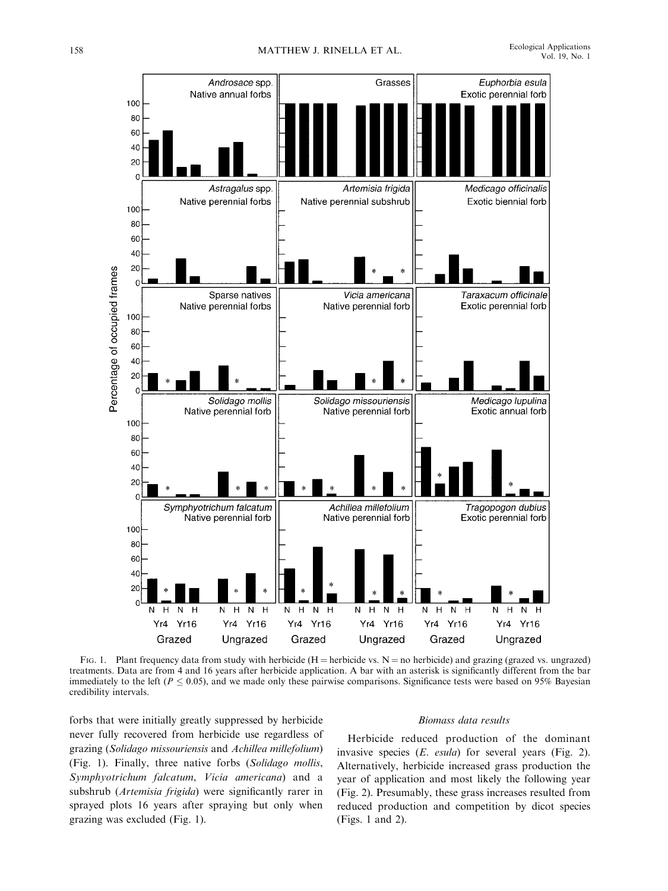Fig. 1. Plant frequency data from study with herbicide (H = herbicide vs. N = no herbicide) and grazing (grazed vs. ungrazed) treatments. Data are from 4 and 16 years after herbicide application. A bar with an asterisk is significantly different from the bar immediately to the left ($P \leq 0.05$), and we made only these pairwise comparisons. Significance tests were based on 95% Bayesian credibility intervals.

forbs that were initially greatly suppressed by herbicide never fully recovered from herbicide use regardless of grazing (*Solidago missouriensis* and *Achillea millefolium*) (Fig. 1). Finally, three native forbs (*Solidago mollis*, *Symphyotrichum falcatum*, *Vicia americana*) and a subshrub (*Artemisia frigida*) were significantly rarer in sprayed plots 16 years after spraying but only when grazing was excluded (Fig. 1).

### *Biomass data results*

Herbicide reduced production of the dominant invasive species (*E. esula*) for several years (Fig. 2). Alternatively, herbicide increased grass production the year of application and most likely the following year (Fig. 2). Presumably, these grass increases resulted from reduced production and competition by dicot species (Figs. 1 and 2).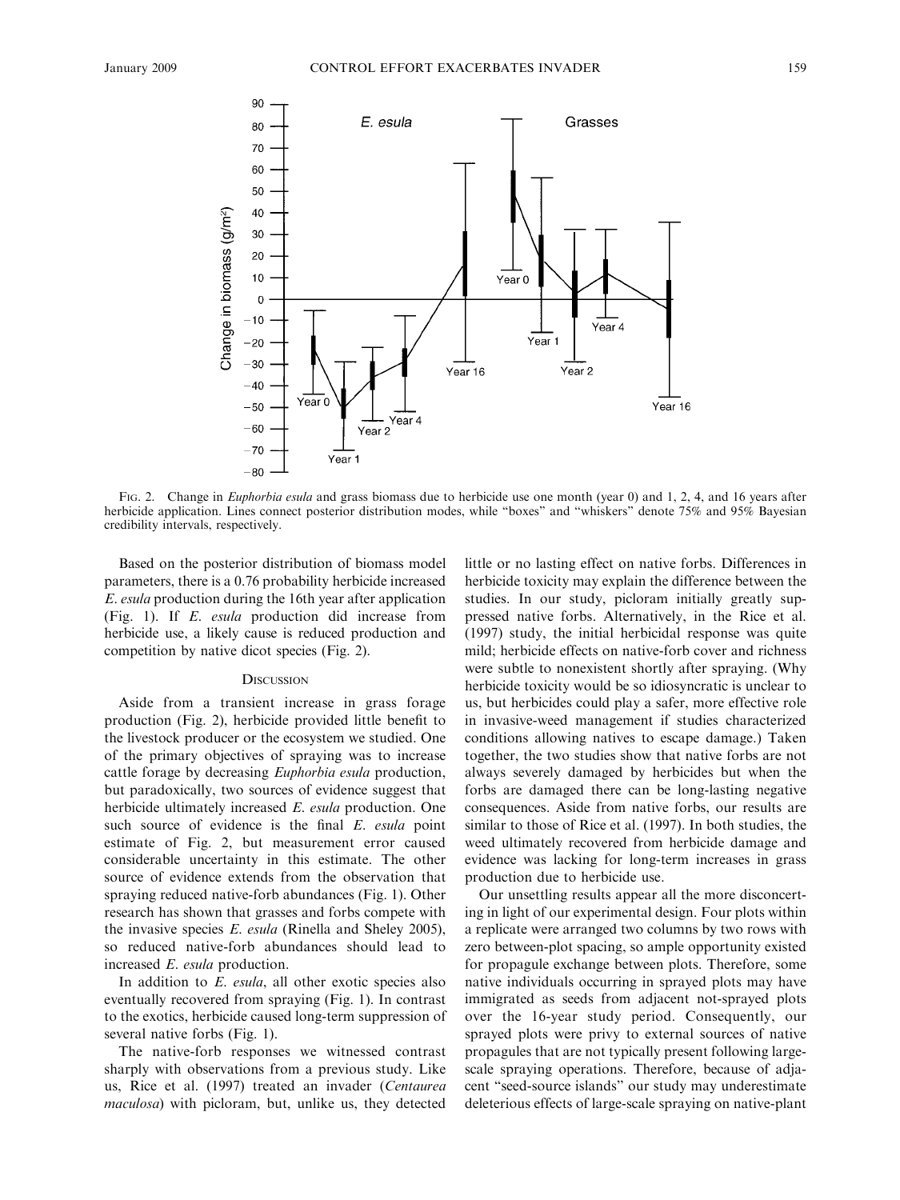FIG. 2. Change in *Euphorbia esula* and grass biomass due to herbicide use one month (year 0) and 1, 2, 4, and 16 years after herbicide application. Lines connect posterior distribution modes, while "boxes" and "whiskers" denote 75% and 95% Bayesian credibility intervals, respectively.

Based on the posterior distribution of biomass model parameters, there is a 0.76 probability herbicide increased *E. esula* production during the 16th year after application (Fig. 1). If *E. esula* production did increase from herbicide use, a likely cause is reduced production and competition by native dicot species (Fig. 2).

## DISCUSSION

Aside from a transient increase in grass forage production (Fig. 2), herbicide provided little benefit to the livestock producer or the ecosystem we studied. One of the primary objectives of spraying was to increase cattle forage by decreasing *Euphorbia esula* production, but paradoxically, two sources of evidence suggest that herbicide ultimately increased *E. esula* production. One such source of evidence is the final *E. esula* point estimate of Fig. 2, but measurement error caused considerable uncertainty in this estimate. The other source of evidence extends from the observation that spraying reduced native-forb abundances (Fig. 1). Other research has shown that grasses and forbs compete with the invasive species *E. esula* (Rinella and Sheley 2005), so reduced native-forb abundances should lead to increased *E. esula* production.

In addition to *E. esula*, all other exotic species also eventually recovered from spraying (Fig. 1). In contrast to the exotics, herbicide caused long-term suppression of several native forbs (Fig. 1).

The native-forb responses we witnessed contrast sharply with observations from a previous study. Like us, Rice et al. (1997) treated an invader (*Centaurea maculosa*) with picloram, but, unlike us, they detected little or no lasting effect on native forbs. Differences in herbicide toxicity may explain the difference between the studies. In our study, picloram initially greatly suppressed native forbs. Alternatively, in the Rice et al. (1997) study, the initial herbicidal response was quite mild; herbicide effects on native-forb cover and richness were subtle to nonexistent shortly after spraying. (Why herbicide toxicity would be so idiosyncratic is unclear to us, but herbicides could play a safer, more effective role in invasive-weed management if studies characterized conditions allowing natives to escape damage.) Taken together, the two studies show that native forbs are not always severely damaged by herbicides but when the forbs are damaged there can be long-lasting negative consequences. Aside from native forbs, our results are similar to those of Rice et al. (1997). In both studies, the weed ultimately recovered from herbicide damage and evidence was lacking for long-term increases in grass production due to herbicide use.

Our unsettling results appear all the more disconcerting in light of our experimental design. Four plots within a replicate were arranged two columns by two rows with zero between-plot spacing, so ample opportunity existed for propagule exchange between plots. Therefore, some native individuals occurring in sprayed plots may have immigrated as seeds from adjacent not-sprayed plots over the 16-year study period. Consequently, our sprayed plots were privy to external sources of native propagules that are not typically present following large-scale spraying operations. Therefore, because of adjacent "seed-source islands" our study may underestimate deleterious effects of large-scale spraying on native-plant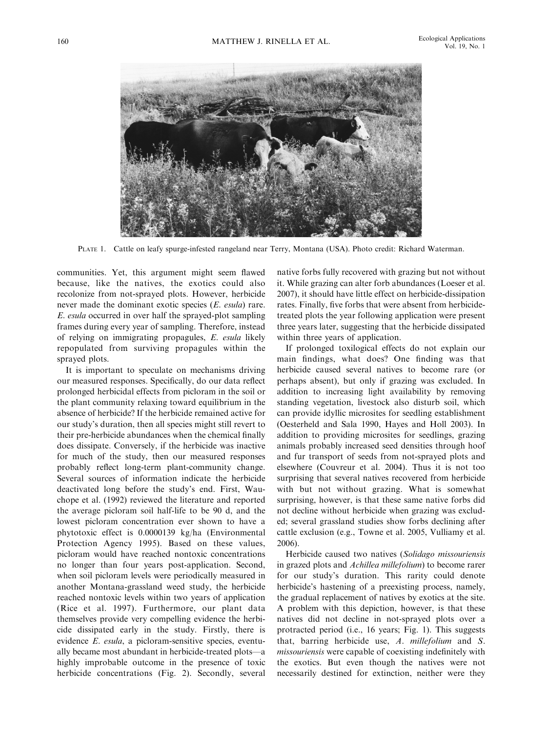PLATE 1. Cattle on leafy spurge-infested rangeland near Terry, Montana (USA). Photo credit: Richard Waterman.

communities. Yet, this argument might seem flawed because, like the natives, the exotics could also recolonize from not-sprayed plots. However, herbicide never made the dominant exotic species (*E. esula*) rare. *E. esula* occurred in over half the sprayed-plot sampling frames during every year of sampling. Therefore, instead of relying on immigrating propagules, *E. esula* likely repopulated from surviving propagules within the sprayed plots.

It is important to speculate on mechanisms driving our measured responses. Specifically, do our data reflect prolonged herbicidal effects from picloram in the soil or the plant community relaxing toward equilibrium in the absence of herbicide? If the herbicide remained active for our study's duration, then all species might still revert to their pre-herbicide abundances when the chemical finally does dissipate. Conversely, if the herbicide was inactive for much of the study, then our measured responses probably reflect long-term plant-community change. Several sources of information indicate the herbicide deactivated long before the study's end. First, Wauchope et al. (1992) reviewed the literature and reported the average picloram soil half-life to be 90 d, and the lowest picloram concentration ever shown to have a phytotoxic effect is 0.0000139 kg/ha (Environmental Protection Agency 1995). Based on these values, picloram would have reached nontoxic concentrations no longer than four years post-application. Second, when soil picloram levels were periodically measured in another Montana-grassland weed study, the herbicide reached nontoxic levels within two years of application (Rice et al. 1997). Furthermore, our plant data themselves provide very compelling evidence the herbicide dissipated early in the study. Firstly, there is evidence *E. esula*, a picloram-sensitive species, eventually became most abundant in herbicide-treated plots—a highly improbable outcome in the presence of toxic herbicide concentrations (Fig. 2). Secondly, several native forbs fully recovered with grazing but not without it. While grazing can alter forb abundances (Loeser et al. 2007), it should have little effect on herbicide-dissipation rates. Finally, five forbs that were absent from herbicide-treated plots the year following application were present three years later, suggesting that the herbicide dissipated within three years of application.

If prolonged toxilogical effects do not explain our main findings, what does? One finding was that herbicide caused several natives to become rare (or perhaps absent), but only if grazing was excluded. In addition to increasing light availability by removing standing vegetation, livestock also disturb soil, which can provide idyllic microsites for seedling establishment (Oesterheld and Sala 1990, Hayes and Holl 2003). In addition to providing microsites for seedlings, grazing animals probably increased seed densities through hoof and fur transport of seeds from not-sprayed plots and elsewhere (Couvreur et al. 2004). Thus it is not too surprising that several natives recovered from herbicide with but not without grazing. What is somewhat surprising, however, is that these same native forbs did not decline without herbicide when grazing was excluded; several grassland studies show forbs declining after cattle exclusion (e.g., Towne et al. 2005, Vulliamy et al. 2006).

Herbicide caused two natives (*Solidago missouriensis* in grazed plots and *Achillea millefolium*) to become rarer for our study's duration. This rarity could denote herbicide's hastening of a preexisting process, namely, the gradual replacement of natives by exotics at the site. A problem with this depiction, however, is that these natives did not decline in not-sprayed plots over a protracted period (i.e., 16 years; Fig. 1). This suggests that, barring herbicide use, *A. millefolium* and *S. missouriensis* were capable of coexisting indefinitely with the exotics. But even though the natives were not necessarily destined for extinction, neither were they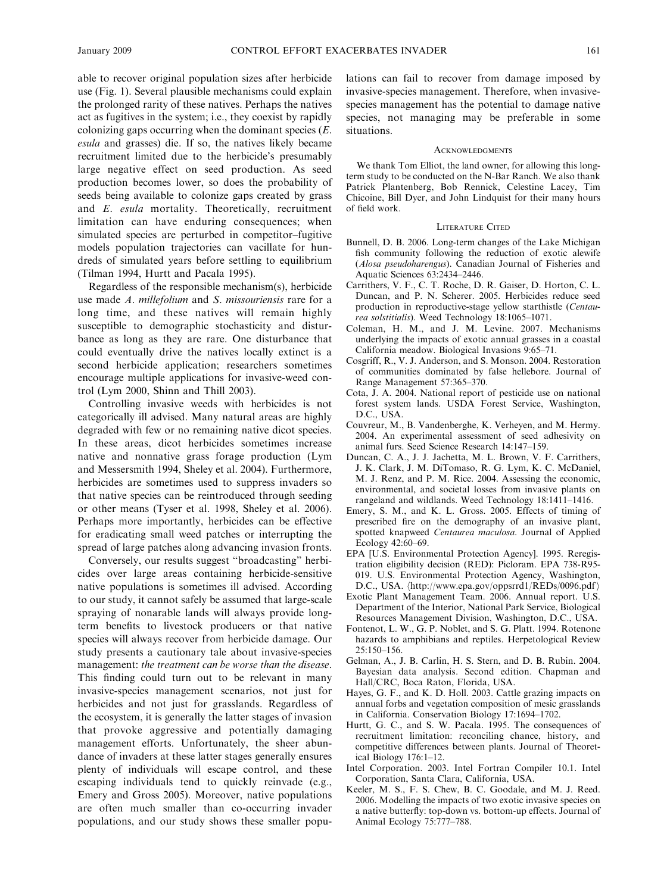able to recover original population sizes after herbicide use (Fig. 1). Several plausible mechanisms could explain the prolonged rarity of these natives. Perhaps the natives act as fugitives in the system; i.e., they coexist by rapidly colonizing gaps occurring when the dominant species (*E. esula* and grasses) die. If so, the natives likely became recruitment limited due to the herbicide's presumably large negative effect on seed production. As seed production becomes lower, so does the probability of seeds being available to colonize gaps created by grass and *E. esula* mortality. Theoretically, recruitment limitation can have enduring consequences; when simulated species are perturbed in competitor–fugitive models population trajectories can vacillate for hundreds of simulated years before settling to equilibrium (Tilman 1994, Hurtt and Pacala 1995).

Regardless of the responsible mechanism(s), herbicide use made *A. millefolium* and *S. missouriensis* rare for a long time, and these natives will remain highly susceptible to demographic stochasticity and disturbance as long as they are rare. One disturbance that could eventually drive the natives locally extinct is a second herbicide application; researchers sometimes encourage multiple applications for invasive-weed control (Lym 2000, Shinn and Thill 2003).

Controlling invasive weeds with herbicides is not categorically ill advised. Many natural areas are highly degraded with few or no remaining native dicot species. In these areas, dicot herbicides sometimes increase native and nonnative grass forage production (Lym and Messersmith 1994, Sheley et al. 2004). Furthermore, herbicides are sometimes used to suppress invaders so that native species can be reintroduced through seeding or other means (Tyser et al. 1998, Sheley et al. 2006). Perhaps more importantly, herbicides can be effective for eradicating small weed patches or interrupting the spread of large patches along advancing invasion fronts.

Conversely, our results suggest "broadcasting" herbicides over large areas containing herbicide-sensitive native populations is sometimes ill advised. According to our study, it cannot safely be assumed that large-scale spraying of nonarable lands will always provide long-term benefits to livestock producers or that native species will always recover from herbicide damage. Our study presents a cautionary tale about invasive-species management: *the treatment can be worse than the disease*. This finding could turn out to be relevant in many invasive-species management scenarios, not just for herbicides and not just for grasslands. Regardless of the ecosystem, it is generally the latter stages of invasion that provoke aggressive and potentially damaging management efforts. Unfortunately, the sheer abundance of invaders at these latter stages generally ensures plenty of individuals will escape control, and these escaping individuals tend to quickly reinvade (e.g., Emery and Gross 2005). Moreover, native populations are often much smaller than co-occurring invader populations, and our study shows these smaller populations can fail to recover from damage imposed by invasive-species management. Therefore, when invasive-species management has the potential to damage native species, not managing may be preferable in some situations.

## Acknowledgments

We thank Tom Elliot, the land owner, for allowing this long-term study to be conducted on the N-Bar Ranch. We also thank Patrick Plantenberg, Bob Rennick, Celestine Lacey, Tim Chicoine, Bill Dyer, and John Lindquist for their many hours of field work.

## Literature Cited

Bunnell, D. B. 2006. Long-term changes of the Lake Michigan fish community following the reduction of exotic alewife (*Alosa pseudoharengus*). Canadian Journal of Fisheries and Aquatic Sciences 63:2434–2446.

Carrithers, V. F., C. T. Roche, D. R. Gaiser, D. Horton, C. L. Duncan, and P. N. Scherer. 2005. Herbicides reduce seed production in reproductive-stage yellow starthistle (*Centaurea solstitialis*). Weed Technology 18:1065–1071.

Coleman, H. M., and J. M. Levine. 2007. Mechanisms underlying the impacts of exotic annual grasses in a coastal California meadow. Biological Invasions 9:65–71.

Cosgriff, R., V. J. Anderson, and S. Monson. 2004. Restoration of communities dominated by false hellebore. Journal of Range Management 57:365–370.

Cota, J. A. 2004. National report of pesticide use on national forest system lands. USDA Forest Service, Washington, D.C., USA.

Couvreur, M., B. Vandenberghe, K. Verheyen, and M. Hermy. 2004. An experimental assessment of seed adhesivity on animal furs. Seed Science Research 14:147–159.

Duncan, C. A., J. J. Jachetta, M. L. Brown, V. F. Carrithers, J. K. Clark, J. M. DiTomaso, R. G. Lym, K. C. McDaniel, M. J. Renz, and P. M. Rice. 2004. Assessing the economic, environmental, and societal losses from invasive plants on rangeland and wildlands. Weed Technology 18:1411–1416.

Emery, S. M., and K. L. Gross. 2005. Effects of timing of prescribed fire on the demography of an invasive plant, spotted knapweed *Centaurea maculosa*. Journal of Applied Ecology 42:60–69.

EPA [U.S. Environmental Protection Agency]. 1995. Reregistration eligibility decision (RED): Picloram. EPA 738-R95-019. U.S. Environmental Protection Agency, Washington, D.C., USA. ⟨http://www.epa.gov/oppsrrd1/REDs/0096.pdf⟩

Exotic Plant Management Team. 2006. Annual report. U.S. Department of the Interior, National Park Service, Biological Resources Management Division, Washington, D.C., USA.

Fontenot, L. W., G. P. Noblet, and S. G. Platt. 1994. Rotenone hazards to amphibians and reptiles. Herpetological Review 25:150–156.

Gelman, A., J. B. Carlin, H. S. Stern, and D. B. Rubin. 2004. Bayesian data analysis. Second edition. Chapman and Hall/CRC, Boca Raton, Florida, USA.

Hayes, G. F., and K. D. Holl. 2003. Cattle grazing impacts on annual forbs and vegetation composition of mesic grasslands in California. Conservation Biology 17:1694–1702.

Hurtt, G. C., and S. W. Pacala. 1995. The consequences of recruitment limitation: reconciling chance, history, and competitive differences between plants. Journal of Theoretical Biology 176:1–12.

Intel Corporation. 2003. Intel Fortran Compiler 10.1. Intel Corporation, Santa Clara, California, USA.

Keeler, M. S., F. S. Chew, B. C. Goodale, and M. J. Reed. 2006. Modelling the impacts of two exotic invasive species on a native butterfly: top-down vs. bottom-up effects. Journal of Animal Ecology 75:777–788.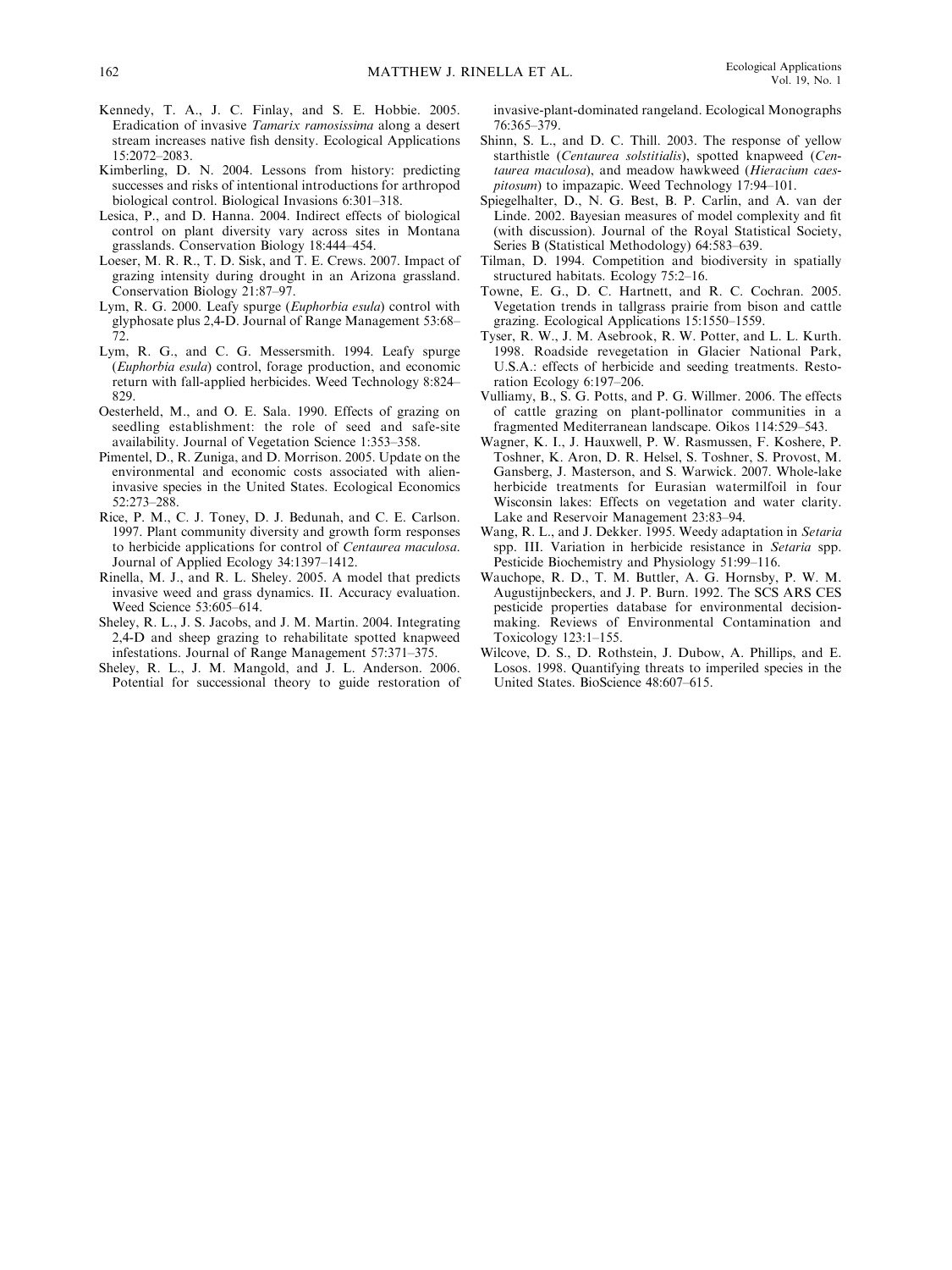Kennedy, T. A., J. C. Finlay, and S. E. Hobbie. 2005. Eradication of invasive *Tamarix ramosissima* along a desert stream increases native fish density. Ecological Applications 15:2072–2083.

Kimberling, D. N. 2004. Lessons from history: predicting successes and risks of intentional introductions for arthropod biological control. Biological Invasions 6:301–318.

Lesica, P., and D. Hanna. 2004. Indirect effects of biological control on plant diversity vary across sites in Montana grasslands. Conservation Biology 18:444–454.

Loeser, M. R. R., T. D. Sisk, and T. E. Crews. 2007. Impact of grazing intensity during drought in an Arizona grassland. Conservation Biology 21:87–97.

Lym, R. G. 2000. Leafy spurge (*Euphorbia esula*) control with glyphosate plus 2,4-D. Journal of Range Management 53:68–72.

Lym, R. G., and C. G. Messersmith. 1994. Leafy spurge (*Euphorbia esula*) control, forage production, and economic return with fall-applied herbicides. Weed Technology 8:824–829.

Oesterheld, M., and O. E. Sala. 1990. Effects of grazing on seedling establishment: the role of seed and safe-site availability. Journal of Vegetation Science 1:353–358.

Pimentel, D., R. Zuniga, and D. Morrison. 2005. Update on the environmental and economic costs associated with alien-invasive species in the United States. Ecological Economics 52:273–288.

Rice, P. M., C. J. Toney, D. J. Bedunah, and C. E. Carlson. 1997. Plant community diversity and growth form responses to herbicide applications for control of *Centaurea maculosa*. Journal of Applied Ecology 34:1397–1412.

Rinella, M. J., and R. L. Sheley. 2005. A model that predicts invasive weed and grass dynamics. II. Accuracy evaluation. Weed Science 53:605–614.

Sheley, R. L., J. S. Jacobs, and J. M. Martin. 2004. Integrating 2,4-D and sheep grazing to rehabilitate spotted knapweed infestations. Journal of Range Management 57:371–375.

Sheley, R. L., J. M. Mangold, and J. L. Anderson. 2006. Potential for successional theory to guide restoration of invasive-plant-dominated rangeland. Ecological Monographs 76:365–379.

Shinn, S. L., and D. C. Thill. 2003. The response of yellow starthistle (*Centaurea solstitialis*), spotted knapweed (*Centaurea maculosa*), and meadow hawkweed (*Hieracium caespitosum*) to impazapic. Weed Technology 17:94–101.

Spiegelhalter, D., N. G. Best, B. P. Carlin, and A. van der Linde. 2002. Bayesian measures of model complexity and fit (with discussion). Journal of the Royal Statistical Society, Series B (Statistical Methodology) 64:583–639.

Tilman, D. 1994. Competition and biodiversity in spatially structured habitats. Ecology 75:2–16.

Towne, E. G., D. C. Hartnett, and R. C. Cochran. 2005. Vegetation trends in tallgrass prairie from bison and cattle grazing. Ecological Applications 15:1550–1559.

Tyser, R. W., J. M. Asebrook, R. W. Potter, and L. L. Kurth. 1998. Roadside revegetation in Glacier National Park, U.S.A.: effects of herbicide and seeding treatments. Restoration Ecology 6:197–206.

Vulliamy, B., S. G. Potts, and P. G. Willmer. 2006. The effects of cattle grazing on plant-pollinator communities in a fragmented Mediterranean landscape. Oikos 114:529–543.

Wagner, K. I., J. Hauxwell, P. W. Rasmussen, F. Koshere, P. Toshner, K. Aron, D. R. Helsel, S. Toshner, S. Provost, M. Gansberg, J. Masterson, and S. Warwick. 2007. Whole-lake herbicide treatments for Eurasian watermilfoil in four Wisconsin lakes: Effects on vegetation and water clarity. Lake and Reservoir Management 23:83–94.

Wang, R. L., and J. Dekker. 1995. Weedy adaptation in *Setaria* spp. III. Variation in herbicide resistance in *Setaria* spp. Pesticide Biochemistry and Physiology 51:99–116.

Wauchope, R. D., T. M. Buttler, A. G. Hornsby, P. W. M. Augustijnbeckers, and J. P. Burn. 1992. The SCS ARS CES pesticide properties database for environmental decision-making. Reviews of Environmental Contamination and Toxicology 123:1–155.

Wilcove, D. S., D. Rothstein, J. Dubow, A. Phillips, and E. Losos. 1998. Quantifying threats to imperiled species in the United States. BioScience 48:607–615.